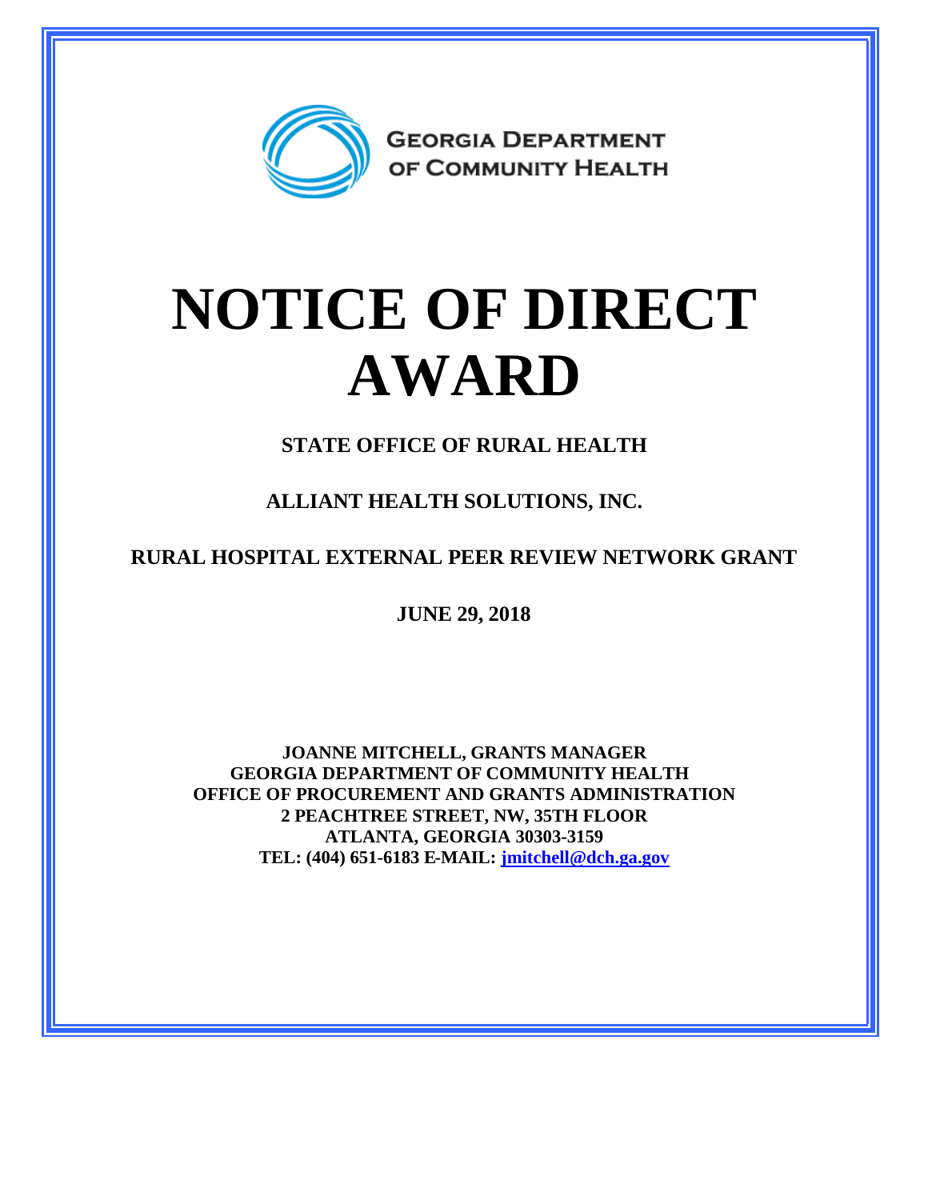GEORGIA DEPARTMENT OF COMMUNITY HEALTH

# NOTICE OF DIRECT AWARD

**STATE OFFICE OF RURAL HEALTH**

**ALLIANT HEALTH SOLUTIONS, INC.**

**RURAL HOSPITAL EXTERNAL PEER REVIEW NETWORK GRANT**

**JUNE 29, 2018**

**JOANNE MITCHELL, GRANTS MANAGER**
**GEORGIA DEPARTMENT OF COMMUNITY HEALTH**
**OFFICE OF PROCUREMENT AND GRANTS ADMINISTRATION**
**2 PEACHTREE STREET, NW, 35TH FLOOR**
**ATLANTA, GEORGIA 30303-3159**
**TEL: (404) 651-6183 E-MAIL: jmitchell@dch.ga.gov**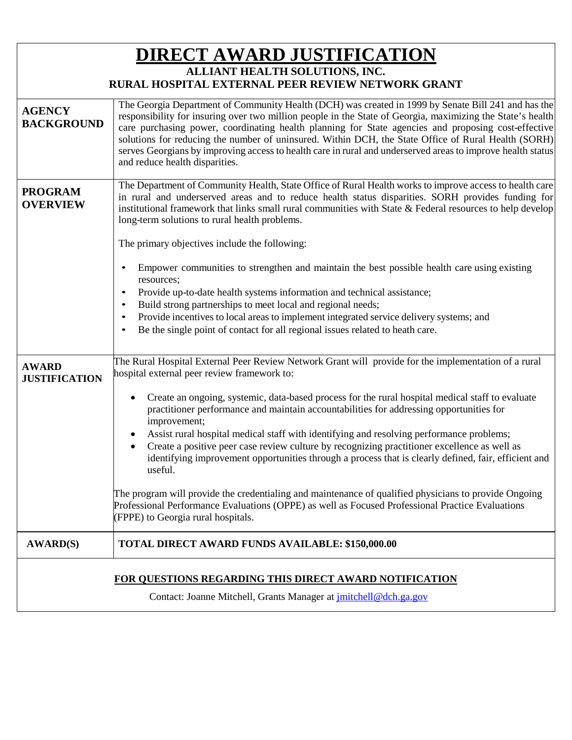# DIRECT AWARD JUSTIFICATION

**ALLIANT HEALTH SOLUTIONS, INC.**

**RURAL HOSPITAL EXTERNAL PEER REVIEW NETWORK GRANT**

| | |
|---|---|
| **AGENCY BACKGROUND** | The Georgia Department of Community Health (DCH) was created in 1999 by Senate Bill 241 and has the responsibility for insuring over two million people in the State of Georgia, maximizing the State's health care purchasing power, coordinating health planning for State agencies and proposing cost-effective solutions for reducing the number of uninsured. Within DCH, the State Office of Rural Health (SORH) serves Georgians by improving access to health care in rural and underserved areas to improve health status and reduce health disparities. |
| **PROGRAM OVERVIEW** | The Department of Community Health, State Office of Rural Health works to improve access to health care in rural and underserved areas and to reduce health status disparities. SORH provides funding for institutional framework that links small rural communities with State & Federal resources to help develop long-term solutions to rural health problems.<br><br>The primary objectives include the following:<br><br>• Empower communities to strengthen and maintain the best possible health care using existing resources;<br>• Provide up-to-date health systems information and technical assistance;<br>• Build strong partnerships to meet local and regional needs;<br>• Provide incentives to local areas to implement integrated service delivery systems; and<br>• Be the single point of contact for all regional issues related to heath care. |
| **AWARD JUSTIFICATION** | The Rural Hospital External Peer Review Network Grant will provide for the implementation of a rural hospital external peer review framework to:<br><br>• Create an ongoing, systemic, data-based process for the rural hospital medical staff to evaluate practitioner performance and maintain accountabilities for addressing opportunities for improvement;<br>• Assist rural hospital medical staff with identifying and resolving performance problems;<br>• Create a positive peer case review culture by recognizing practitioner excellence as well as identifying improvement opportunities through a process that is clearly defined, fair, efficient and useful.<br><br>The program will provide the credentialing and maintenance of qualified physicians to provide Ongoing Professional Performance Evaluations (OPPE) as well as Focused Professional Practice Evaluations (FPPE) to Georgia rural hospitals. |
| **AWARD(S)** | **TOTAL DIRECT AWARD FUNDS AVAILABLE: $150,000.00** |

**FOR QUESTIONS REGARDING THIS DIRECT AWARD NOTIFICATION**

Contact: Joanne Mitchell, Grants Manager at jmitchell@dch.ga.gov